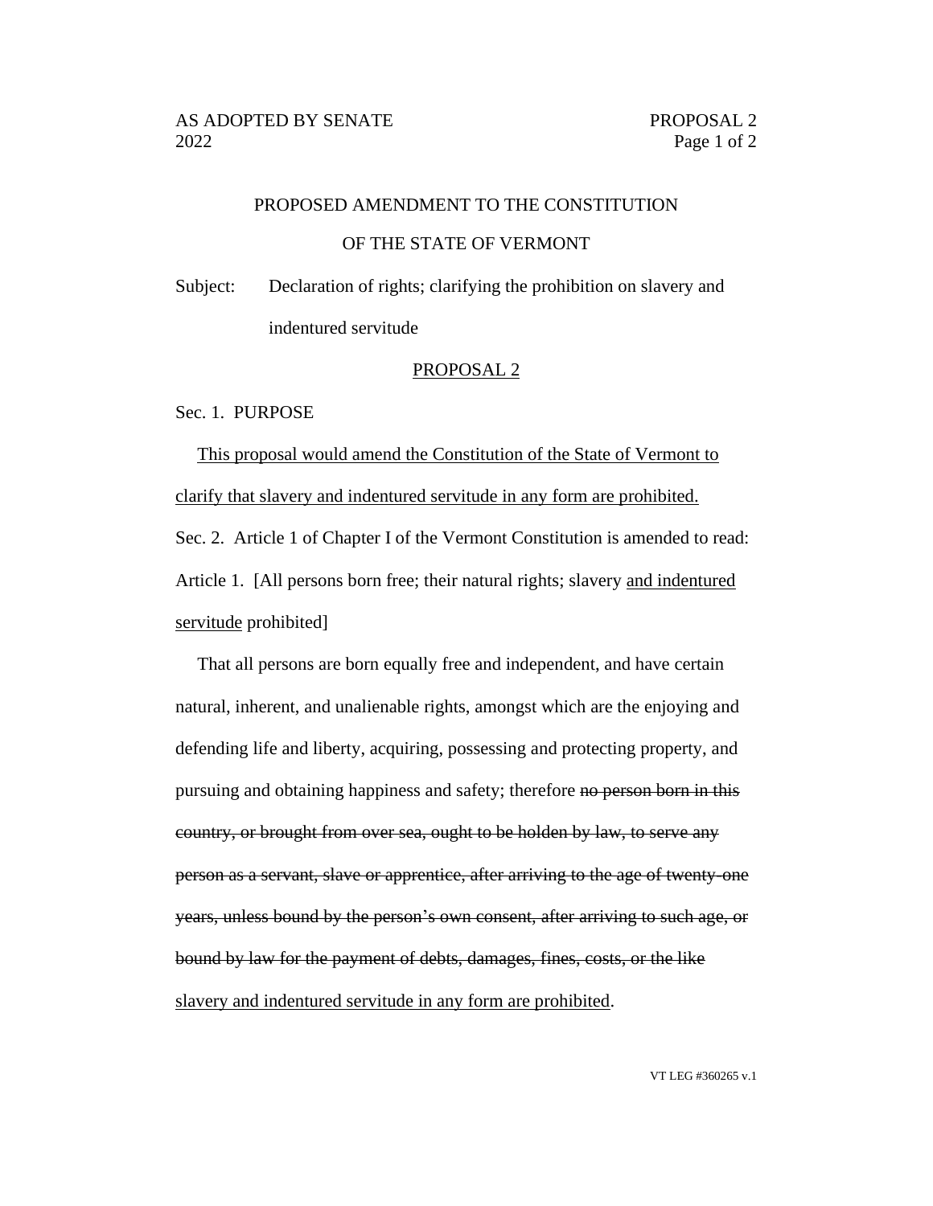# PROPOSED AMENDMENT TO THE CONSTITUTION OF THE STATE OF VERMONT

Subject: Declaration of rights; clarifying the prohibition on slavery and indentured servitude

## <u>PROPOSAL 2</u>

Sec. 1. PURPOSE

<u>This proposal would amend the Constitution of the State of Vermont to clarify that slavery and indentured servitude in any form are prohibited.</u>

Sec. 2. Article 1 of Chapter I of the Vermont Constitution is amended to read:

Article 1. [All persons born free; their natural rights; slavery <u>and indentured servitude</u> prohibited]

That all persons are born equally free and independent, and have certain natural, inherent, and unalienable rights, amongst which are the enjoying and defending life and liberty, acquiring, possessing and protecting property, and pursuing and obtaining happiness and safety; therefore ~~no person born in this country, or brought from over sea, ought to be holden by law, to serve any person as a servant, slave or apprentice, after arriving to the age of twenty-one years, unless bound by the person's own consent, after arriving to such age, or bound by law for the payment of debts, damages, fines, costs, or the like~~ <u>slavery and indentured servitude in any form are prohibited</u>.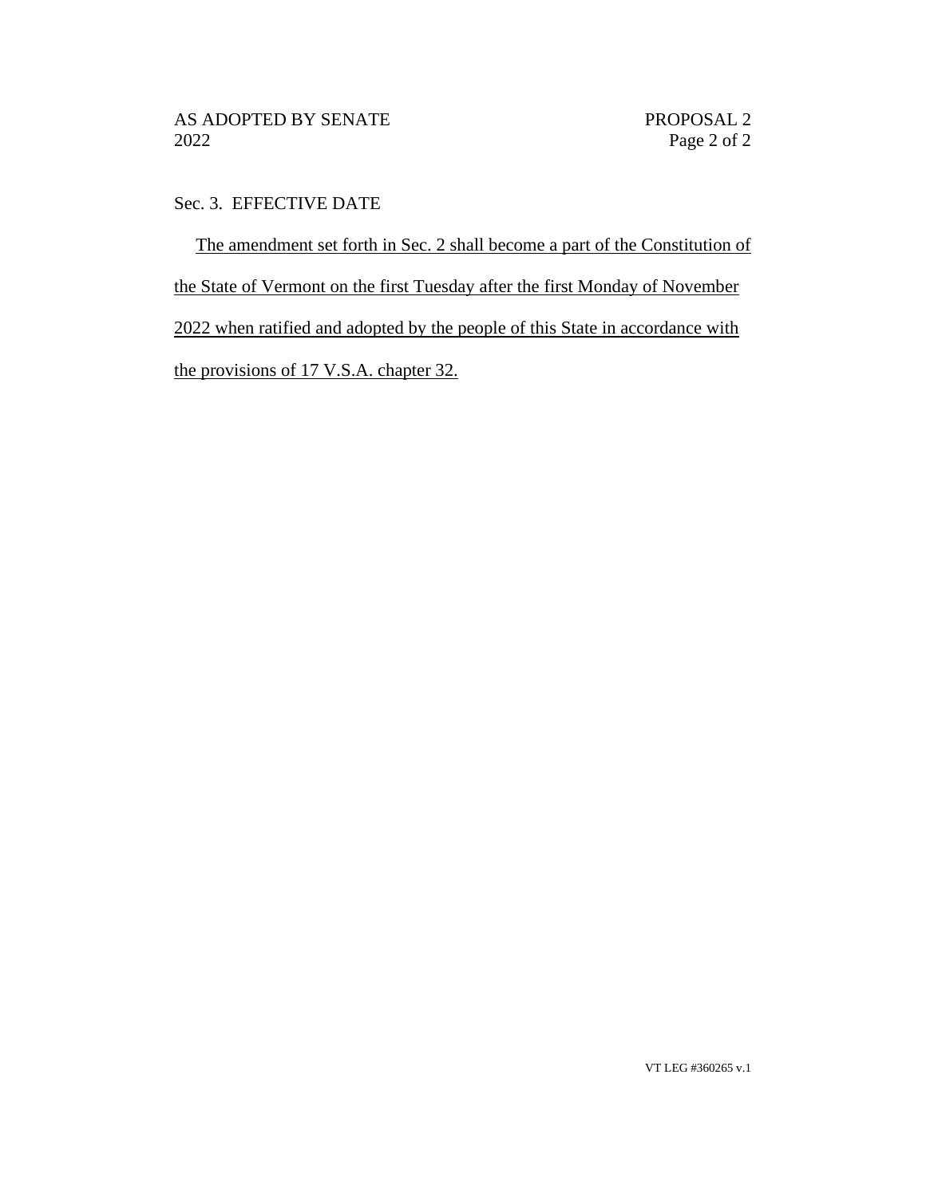Sec. 3. EFFECTIVE DATE

The amendment set forth in Sec. 2 shall become a part of the Constitution of the State of Vermont on the first Tuesday after the first Monday of November 2022 when ratified and adopted by the people of this State in accordance with the provisions of 17 V.S.A. chapter 32.